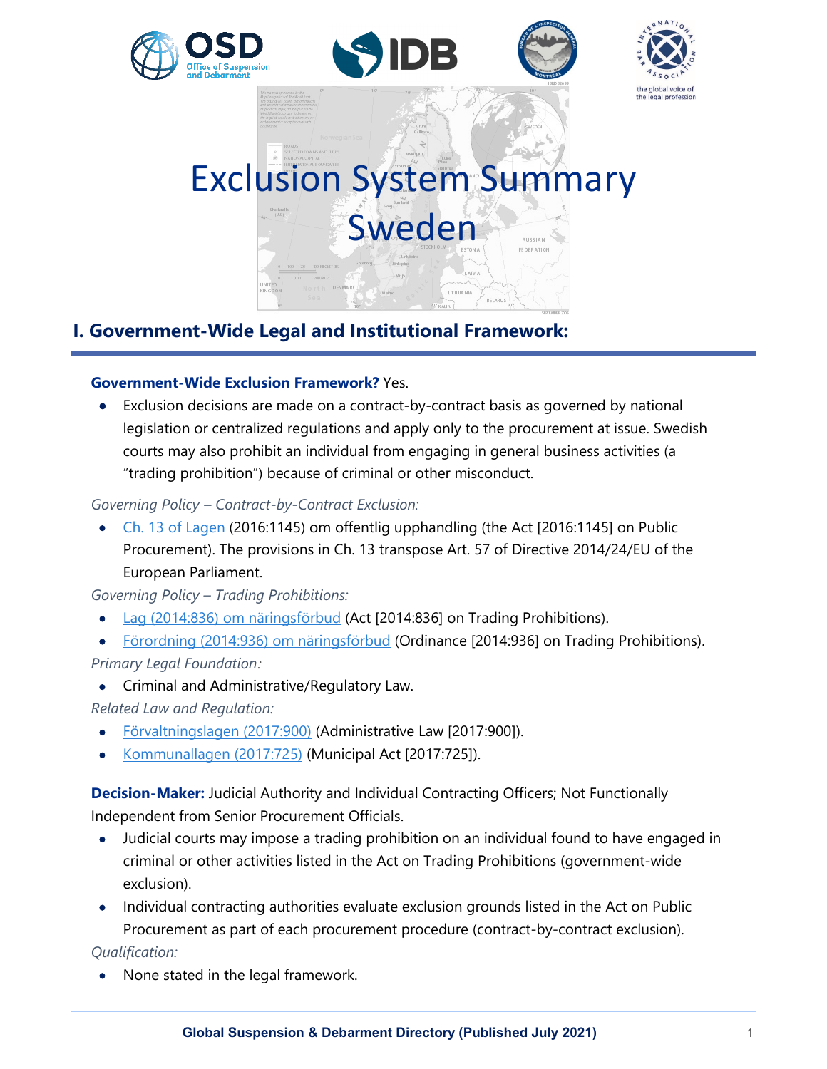# Exclusion System Summary Sweden

## I. Government-Wide Legal and Institutional Framework:

**Government-Wide Exclusion Framework?** Yes.

- Exclusion decisions are made on a contract-by-contract basis as governed by national legislation or centralized regulations and apply only to the procurement at issue. Swedish courts may also prohibit an individual from engaging in general business activities (a "trading prohibition") because of criminal or other misconduct.

*Governing Policy – Contract-by-Contract Exclusion:*

- Ch. 13 of Lagen (2016:1145) om offentlig upphandling (the Act [2016:1145] on Public Procurement). The provisions in Ch. 13 transpose Art. 57 of Directive 2014/24/EU of the European Parliament.

*Governing Policy – Trading Prohibitions:*

- Lag (2014:836) om näringsförbud (Act [2014:836] on Trading Prohibitions).
- Förordning (2014:936) om näringsförbud (Ordinance [2014:936] on Trading Prohibitions).

*Primary Legal Foundation:*

- Criminal and Administrative/Regulatory Law.

*Related Law and Regulation:*

- Förvaltningslagen (2017:900) (Administrative Law [2017:900]).
- Kommunallagen (2017:725) (Municipal Act [2017:725]).

**Decision-Maker:** Judicial Authority and Individual Contracting Officers; Not Functionally Independent from Senior Procurement Officials.

- Judicial courts may impose a trading prohibition on an individual found to have engaged in criminal or other activities listed in the Act on Trading Prohibitions (government-wide exclusion).
- Individual contracting authorities evaluate exclusion grounds listed in the Act on Public Procurement as part of each procurement procedure (contract-by-contract exclusion).

*Qualification:*

- None stated in the legal framework.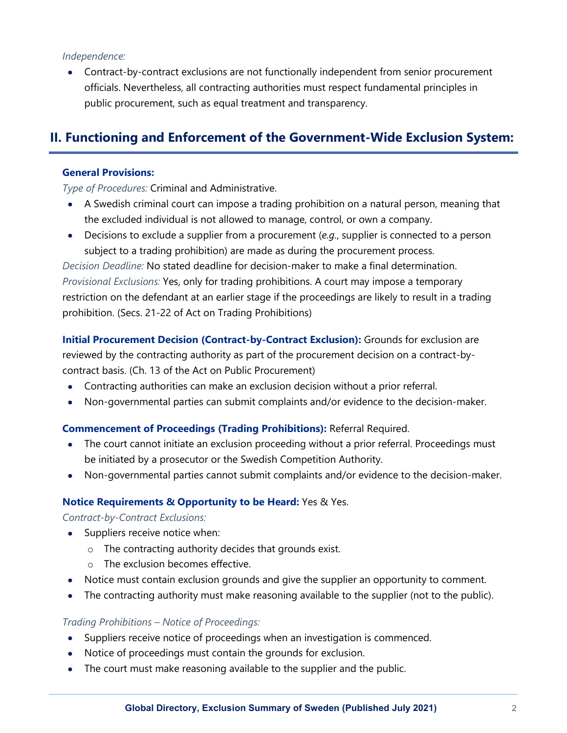*Independence:*

- Contract-by-contract exclusions are not functionally independent from senior procurement officials. Nevertheless, all contracting authorities must respect fundamental principles in public procurement, such as equal treatment and transparency.

## II. Functioning and Enforcement of the Government-Wide Exclusion System:

**General Provisions:**

*Type of Procedures:* Criminal and Administrative.

- A Swedish criminal court can impose a trading prohibition on a natural person, meaning that the excluded individual is not allowed to manage, control, or own a company.
- Decisions to exclude a supplier from a procurement (*e.g.*, supplier is connected to a person subject to a trading prohibition) are made as during the procurement process.

*Decision Deadline:* No stated deadline for decision-maker to make a final determination.

*Provisional Exclusions:* Yes, only for trading prohibitions. A court may impose a temporary restriction on the defendant at an earlier stage if the proceedings are likely to result in a trading prohibition. (Secs. 21-22 of Act on Trading Prohibitions)

**Initial Procurement Decision (Contract-by-Contract Exclusion):** Grounds for exclusion are reviewed by the contracting authority as part of the procurement decision on a contract-by-contract basis. (Ch. 13 of the Act on Public Procurement)

- Contracting authorities can make an exclusion decision without a prior referral.
- Non-governmental parties can submit complaints and/or evidence to the decision-maker.

**Commencement of Proceedings (Trading Prohibitions):** Referral Required.

- The court cannot initiate an exclusion proceeding without a prior referral. Proceedings must be initiated by a prosecutor or the Swedish Competition Authority.
- Non-governmental parties cannot submit complaints and/or evidence to the decision-maker.

**Notice Requirements & Opportunity to be Heard:** Yes & Yes.

*Contract-by-Contract Exclusions:*

- Suppliers receive notice when:
  - The contracting authority decides that grounds exist.
  - The exclusion becomes effective.
- Notice must contain exclusion grounds and give the supplier an opportunity to comment.
- The contracting authority must make reasoning available to the supplier (not to the public).

*Trading Prohibitions – Notice of Proceedings:*

- Suppliers receive notice of proceedings when an investigation is commenced.
- Notice of proceedings must contain the grounds for exclusion.
- The court must make reasoning available to the supplier and the public.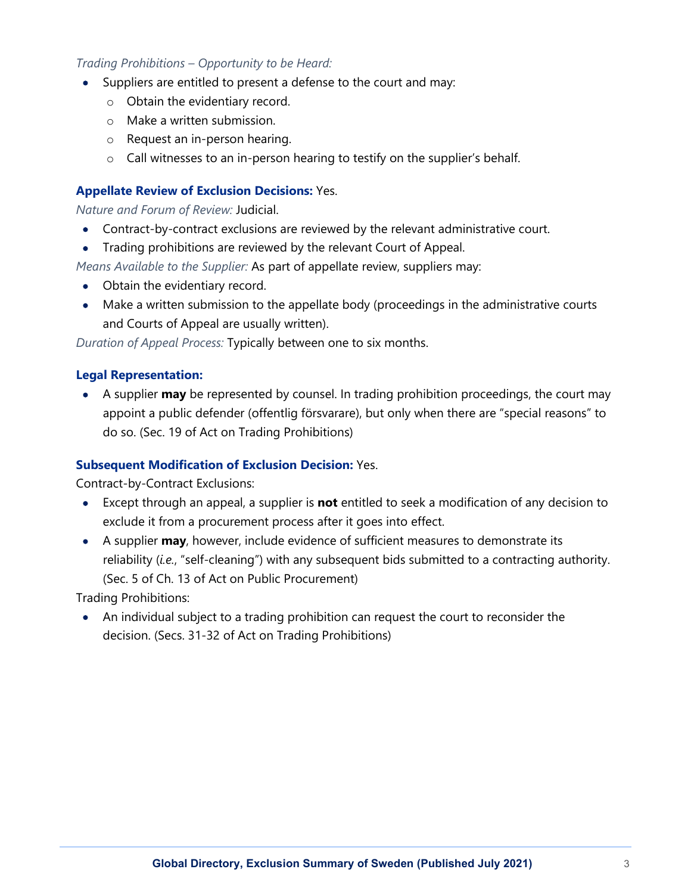*Trading Prohibitions – Opportunity to be Heard:*

- Suppliers are entitled to present a defense to the court and may:
  - Obtain the evidentiary record.
  - Make a written submission.
  - Request an in-person hearing.
  - Call witnesses to an in-person hearing to testify on the supplier's behalf.

**Appellate Review of Exclusion Decisions:** Yes.

*Nature and Forum of Review:* Judicial.

- Contract-by-contract exclusions are reviewed by the relevant administrative court.
- Trading prohibitions are reviewed by the relevant Court of Appeal.

*Means Available to the Supplier:* As part of appellate review, suppliers may:

- Obtain the evidentiary record.
- Make a written submission to the appellate body (proceedings in the administrative courts and Courts of Appeal are usually written).

*Duration of Appeal Process:* Typically between one to six months.

**Legal Representation:**

- A supplier **may** be represented by counsel. In trading prohibition proceedings, the court may appoint a public defender (offentlig försvarare), but only when there are "special reasons" to do so. (Sec. 19 of Act on Trading Prohibitions)

**Subsequent Modification of Exclusion Decision:** Yes.

Contract-by-Contract Exclusions:

- Except through an appeal, a supplier is **not** entitled to seek a modification of any decision to exclude it from a procurement process after it goes into effect.
- A supplier **may**, however, include evidence of sufficient measures to demonstrate its reliability (*i.e.*, "self-cleaning") with any subsequent bids submitted to a contracting authority. (Sec. 5 of Ch. 13 of Act on Public Procurement)

Trading Prohibitions:

- An individual subject to a trading prohibition can request the court to reconsider the decision. (Secs. 31-32 of Act on Trading Prohibitions)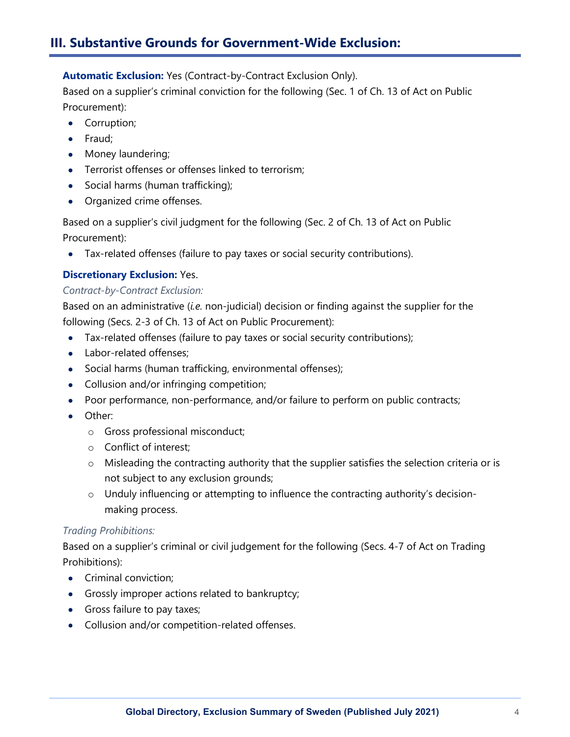## III. Substantive Grounds for Government-Wide Exclusion:

**Automatic Exclusion:** Yes (Contract-by-Contract Exclusion Only).

Based on a supplier's criminal conviction for the following (Sec. 1 of Ch. 13 of Act on Public Procurement):

- Corruption;
- Fraud;
- Money laundering;
- Terrorist offenses or offenses linked to terrorism;
- Social harms (human trafficking);
- Organized crime offenses.

Based on a supplier's civil judgment for the following (Sec. 2 of Ch. 13 of Act on Public Procurement):

- Tax-related offenses (failure to pay taxes or social security contributions).

**Discretionary Exclusion:** Yes.

*Contract-by-Contract Exclusion:*

Based on an administrative (*i.e.* non-judicial) decision or finding against the supplier for the following (Secs. 2-3 of Ch. 13 of Act on Public Procurement):

- Tax-related offenses (failure to pay taxes or social security contributions);
- Labor-related offenses;
- Social harms (human trafficking, environmental offenses);
- Collusion and/or infringing competition;
- Poor performance, non-performance, and/or failure to perform on public contracts;
- Other:
  - Gross professional misconduct;
  - Conflict of interest;
  - Misleading the contracting authority that the supplier satisfies the selection criteria or is not subject to any exclusion grounds;
  - Unduly influencing or attempting to influence the contracting authority's decision-making process.

*Trading Prohibitions:*

Based on a supplier's criminal or civil judgement for the following (Secs. 4-7 of Act on Trading Prohibitions):

- Criminal conviction;
- Grossly improper actions related to bankruptcy;
- Gross failure to pay taxes;
- Collusion and/or competition-related offenses.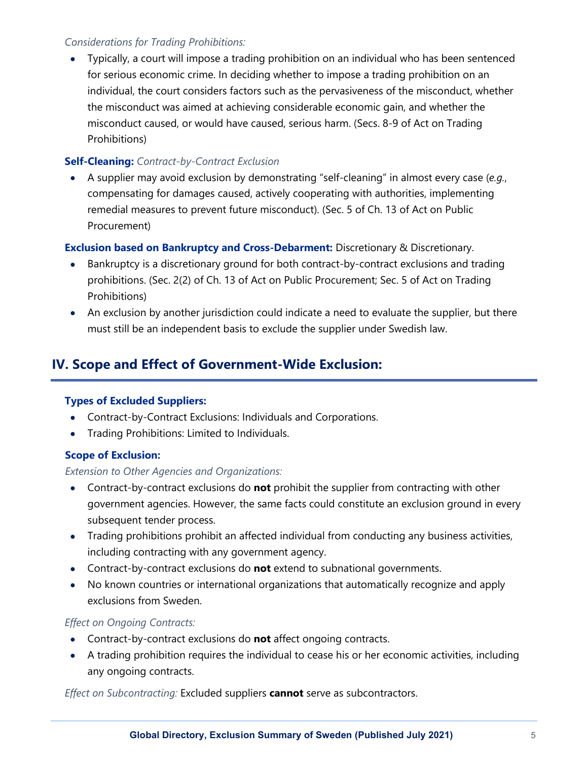*Considerations for Trading Prohibitions:*

- Typically, a court will impose a trading prohibition on an individual who has been sentenced for serious economic crime. In deciding whether to impose a trading prohibition on an individual, the court considers factors such as the pervasiveness of the misconduct, whether the misconduct was aimed at achieving considerable economic gain, and whether the misconduct caused, or would have caused, serious harm. (Secs. 8-9 of Act on Trading Prohibitions)

**Self-Cleaning:** *Contract-by-Contract Exclusion*

- A supplier may avoid exclusion by demonstrating "self-cleaning" in almost every case (*e.g.*, compensating for damages caused, actively cooperating with authorities, implementing remedial measures to prevent future misconduct). (Sec. 5 of Ch. 13 of Act on Public Procurement)

**Exclusion based on Bankruptcy and Cross-Debarment:** Discretionary & Discretionary.

- Bankruptcy is a discretionary ground for both contract-by-contract exclusions and trading prohibitions. (Sec. 2(2) of Ch. 13 of Act on Public Procurement; Sec. 5 of Act on Trading Prohibitions)
- An exclusion by another jurisdiction could indicate a need to evaluate the supplier, but there must still be an independent basis to exclude the supplier under Swedish law.

## IV. Scope and Effect of Government-Wide Exclusion:

**Types of Excluded Suppliers:**

- Contract-by-Contract Exclusions: Individuals and Corporations.
- Trading Prohibitions: Limited to Individuals.

**Scope of Exclusion:**

*Extension to Other Agencies and Organizations:*

- Contract-by-contract exclusions do **not** prohibit the supplier from contracting with other government agencies. However, the same facts could constitute an exclusion ground in every subsequent tender process.
- Trading prohibitions prohibit an affected individual from conducting any business activities, including contracting with any government agency.
- Contract-by-contract exclusions do **not** extend to subnational governments.
- No known countries or international organizations that automatically recognize and apply exclusions from Sweden.

*Effect on Ongoing Contracts:*

- Contract-by-contract exclusions do **not** affect ongoing contracts.
- A trading prohibition requires the individual to cease his or her economic activities, including any ongoing contracts.

*Effect on Subcontracting:* Excluded suppliers **cannot** serve as subcontractors.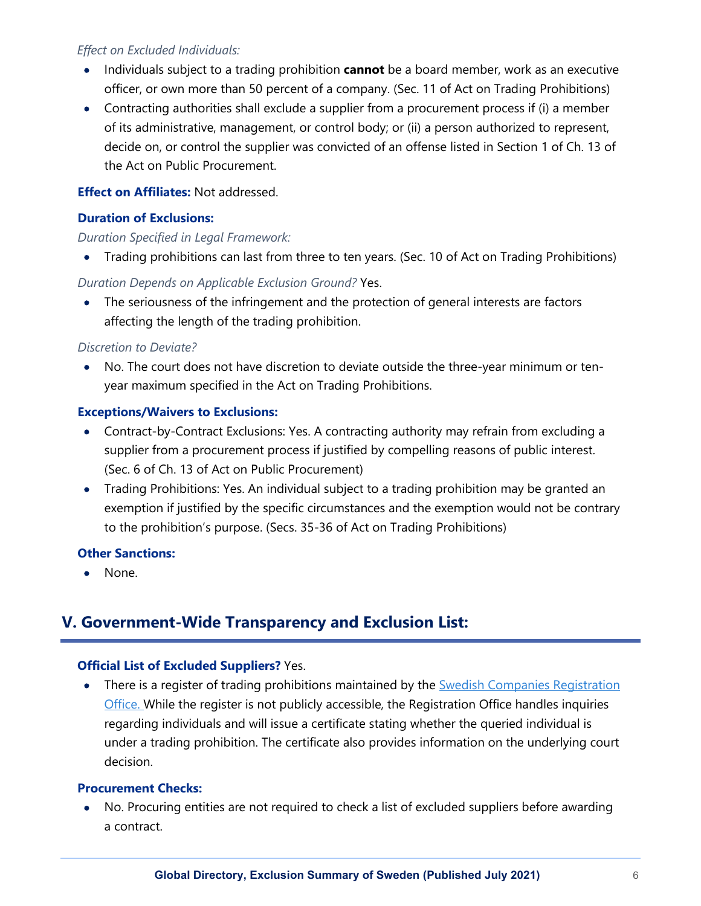*Effect on Excluded Individuals:*

- Individuals subject to a trading prohibition **cannot** be a board member, work as an executive officer, or own more than 50 percent of a company. (Sec. 11 of Act on Trading Prohibitions)
- Contracting authorities shall exclude a supplier from a procurement process if (i) a member of its administrative, management, or control body; or (ii) a person authorized to represent, decide on, or control the supplier was convicted of an offense listed in Section 1 of Ch. 13 of the Act on Public Procurement.

**Effect on Affiliates:** Not addressed.

**Duration of Exclusions:**

*Duration Specified in Legal Framework:*

- Trading prohibitions can last from three to ten years. (Sec. 10 of Act on Trading Prohibitions)

*Duration Depends on Applicable Exclusion Ground?* Yes.

- The seriousness of the infringement and the protection of general interests are factors affecting the length of the trading prohibition.

*Discretion to Deviate?*

- No. The court does not have discretion to deviate outside the three-year minimum or ten-year maximum specified in the Act on Trading Prohibitions.

**Exceptions/Waivers to Exclusions:**

- Contract-by-Contract Exclusions: Yes. A contracting authority may refrain from excluding a supplier from a procurement process if justified by compelling reasons of public interest. (Sec. 6 of Ch. 13 of Act on Public Procurement)
- Trading Prohibitions: Yes. An individual subject to a trading prohibition may be granted an exemption if justified by the specific circumstances and the exemption would not be contrary to the prohibition's purpose. (Secs. 35-36 of Act on Trading Prohibitions)

**Other Sanctions:**

- None.

## V. Government-Wide Transparency and Exclusion List:

**Official List of Excluded Suppliers?** Yes.

- There is a register of trading prohibitions maintained by the Swedish Companies Registration Office. While the register is not publicly accessible, the Registration Office handles inquiries regarding individuals and will issue a certificate stating whether the queried individual is under a trading prohibition. The certificate also provides information on the underlying court decision.

**Procurement Checks:**

- No. Procuring entities are not required to check a list of excluded suppliers before awarding a contract.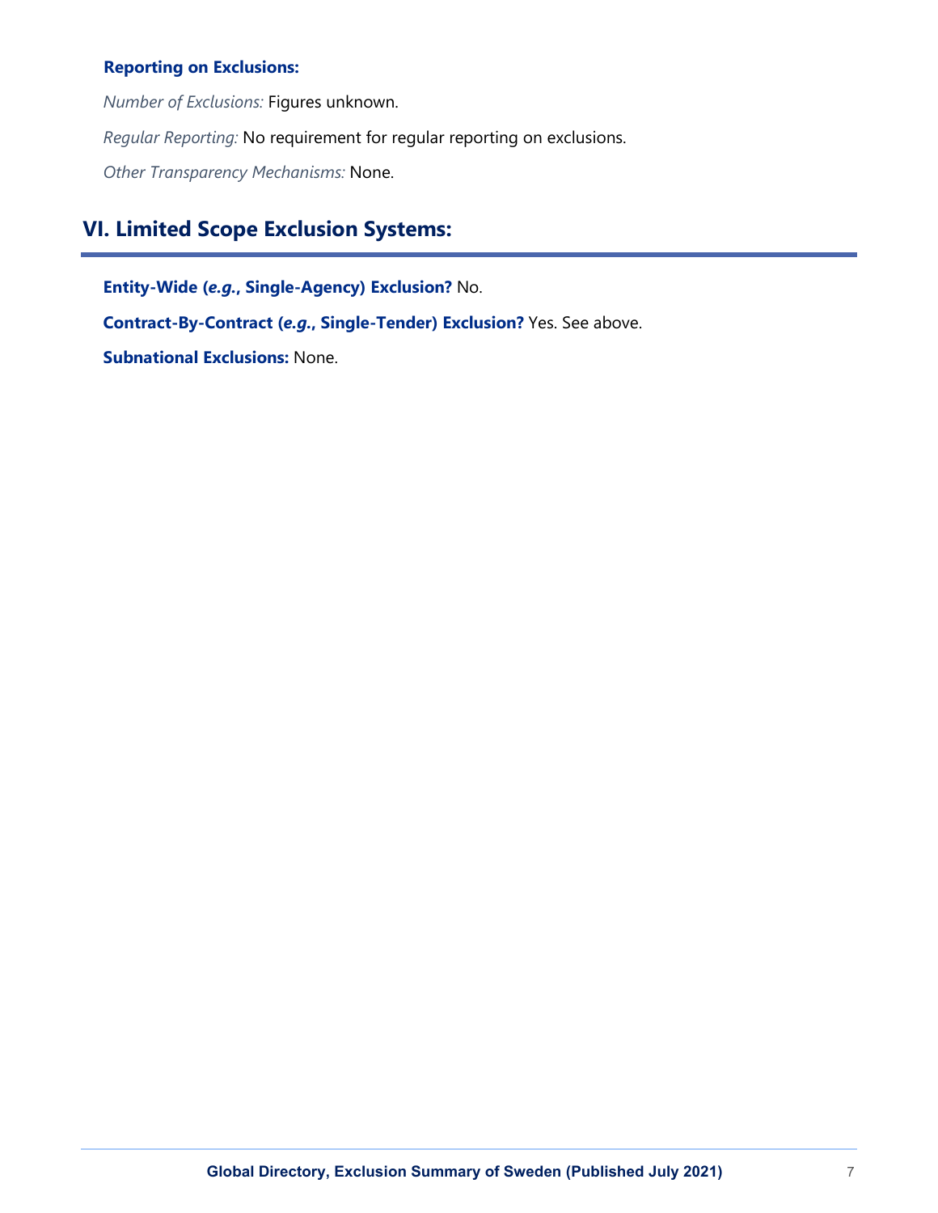**Reporting on Exclusions:**

*Number of Exclusions:* Figures unknown.

*Regular Reporting:* No requirement for regular reporting on exclusions.

*Other Transparency Mechanisms:* None.

## VI. Limited Scope Exclusion Systems:

**Entity-Wide (*e.g.*, Single-Agency) Exclusion?** No.

**Contract-By-Contract (*e.g.*, Single-Tender) Exclusion?** Yes. See above.

**Subnational Exclusions:** None.